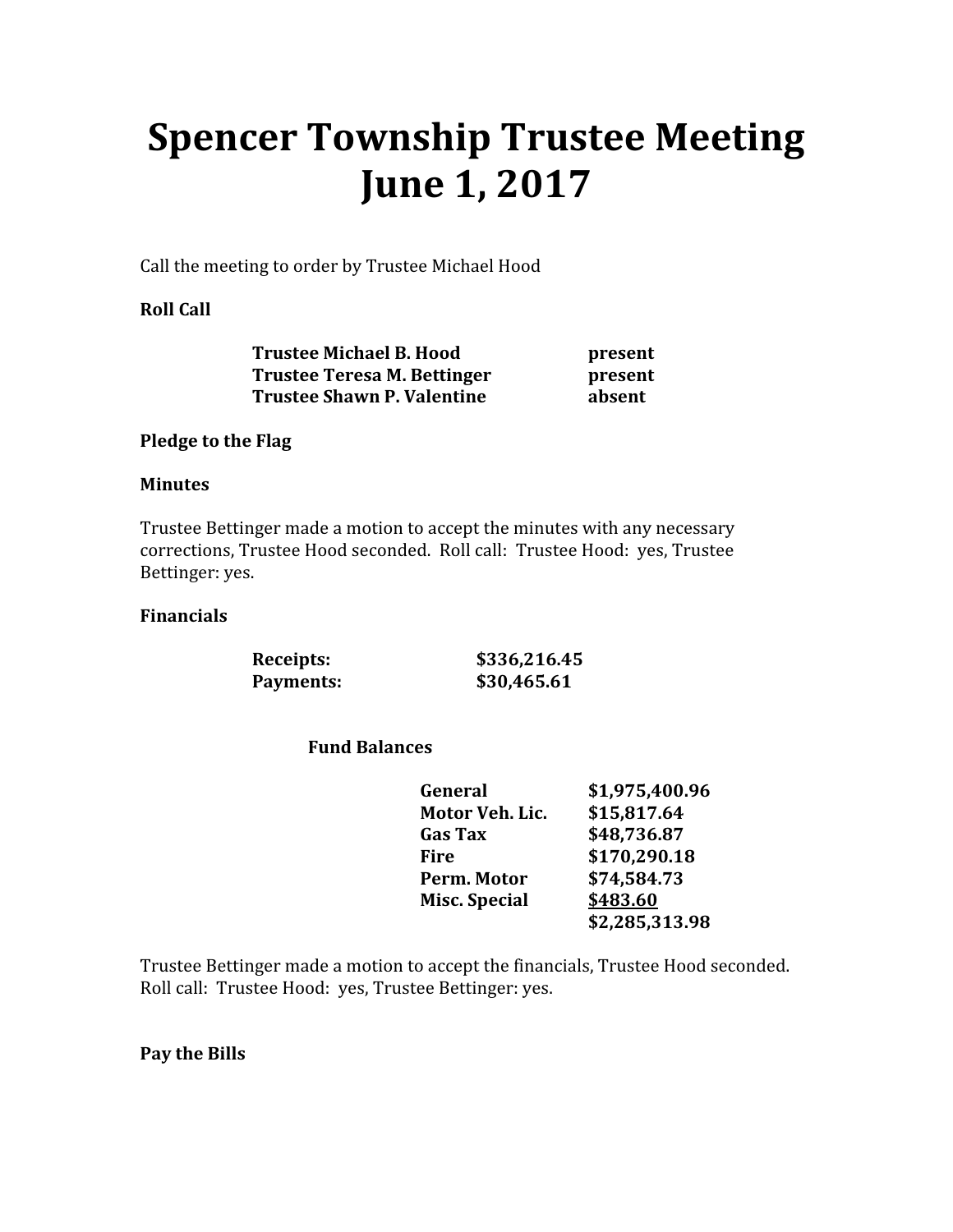# Spencer Township Trustee Meeting
# June 1, 2017

Call the meeting to order by Trustee Michael Hood

**Roll Call**

| | |
|---|---|
| **Trustee Michael B. Hood** | **present** |
| **Trustee Teresa M. Bettinger** | **present** |
| **Trustee Shawn P. Valentine** | **absent** |

**Pledge to the Flag**

**Minutes**

Trustee Bettinger made a motion to accept the minutes with any necessary corrections, Trustee Hood seconded. Roll call: Trustee Hood: yes, Trustee Bettinger: yes.

**Financials**

| | |
|---|---|
| **Receipts:** | **$336,216.45** |
| **Payments:** | **$30,465.61** |

**Fund Balances**

| | |
|---|---|
| **General** | **$1,975,400.96** |
| **Motor Veh. Lic.** | **$15,817.64** |
| **Gas Tax** | **$48,736.87** |
| **Fire** | **$170,290.18** |
| **Perm. Motor** | **$74,584.73** |
| **Misc. Special** | **$483.60** |
| | **$2,285,313.98** |

Trustee Bettinger made a motion to accept the financials, Trustee Hood seconded. Roll call: Trustee Hood: yes, Trustee Bettinger: yes.

**Pay the Bills**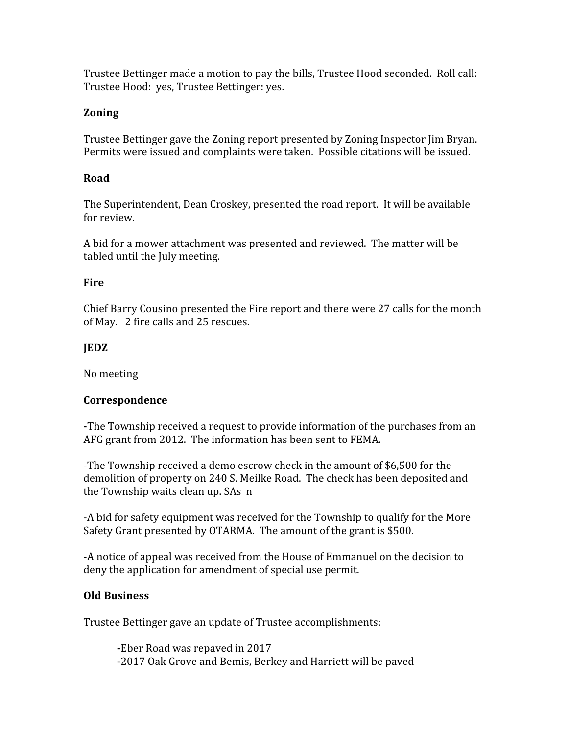Trustee Bettinger made a motion to pay the bills, Trustee Hood seconded. Roll call: Trustee Hood: yes, Trustee Bettinger: yes.

**Zoning**

Trustee Bettinger gave the Zoning report presented by Zoning Inspector Jim Bryan. Permits were issued and complaints were taken. Possible citations will be issued.

**Road**

The Superintendent, Dean Croskey, presented the road report. It will be available for review.

A bid for a mower attachment was presented and reviewed. The matter will be tabled until the July meeting.

**Fire**

Chief Barry Cousino presented the Fire report and there were 27 calls for the month of May. 2 fire calls and 25 rescues.

**JEDZ**

No meeting

**Correspondence**

-The Township received a request to provide information of the purchases from an AFG grant from 2012. The information has been sent to FEMA.

-The Township received a demo escrow check in the amount of $6,500 for the demolition of property on 240 S. Meilke Road. The check has been deposited and the Township waits clean up. SAs n

-A bid for safety equipment was received for the Township to qualify for the More Safety Grant presented by OTARMA. The amount of the grant is $500.

-A notice of appeal was received from the House of Emmanuel on the decision to deny the application for amendment of special use permit.

**Old Business**

Trustee Bettinger gave an update of Trustee accomplishments:

-Eber Road was repaved in 2017
-2017 Oak Grove and Bemis, Berkey and Harriett will be paved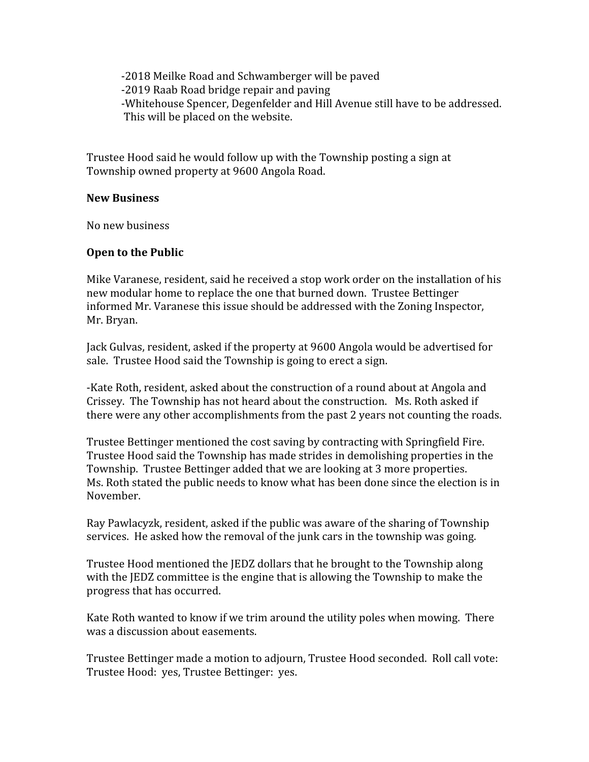-2018 Meilke Road and Schwamberger will be paved
-2019 Raab Road bridge repair and paving
-Whitehouse Spencer, Degenfelder and Hill Avenue still have to be addressed. This will be placed on the website.

Trustee Hood said he would follow up with the Township posting a sign at Township owned property at 9600 Angola Road.

**New Business**

No new business

**Open to the Public**

Mike Varanese, resident, said he received a stop work order on the installation of his new modular home to replace the one that burned down. Trustee Bettinger informed Mr. Varanese this issue should be addressed with the Zoning Inspector, Mr. Bryan.

Jack Gulvas, resident, asked if the property at 9600 Angola would be advertised for sale. Trustee Hood said the Township is going to erect a sign.

-Kate Roth, resident, asked about the construction of a round about at Angola and Crissey. The Township has not heard about the construction. Ms. Roth asked if there were any other accomplishments from the past 2 years not counting the roads.

Trustee Bettinger mentioned the cost saving by contracting with Springfield Fire. Trustee Hood said the Township has made strides in demolishing properties in the Township. Trustee Bettinger added that we are looking at 3 more properties. Ms. Roth stated the public needs to know what has been done since the election is in November.

Ray Pawlacyzk, resident, asked if the public was aware of the sharing of Township services. He asked how the removal of the junk cars in the township was going.

Trustee Hood mentioned the JEDZ dollars that he brought to the Township along with the JEDZ committee is the engine that is allowing the Township to make the progress that has occurred.

Kate Roth wanted to know if we trim around the utility poles when mowing. There was a discussion about easements.

Trustee Bettinger made a motion to adjourn, Trustee Hood seconded. Roll call vote: Trustee Hood: yes, Trustee Bettinger: yes.